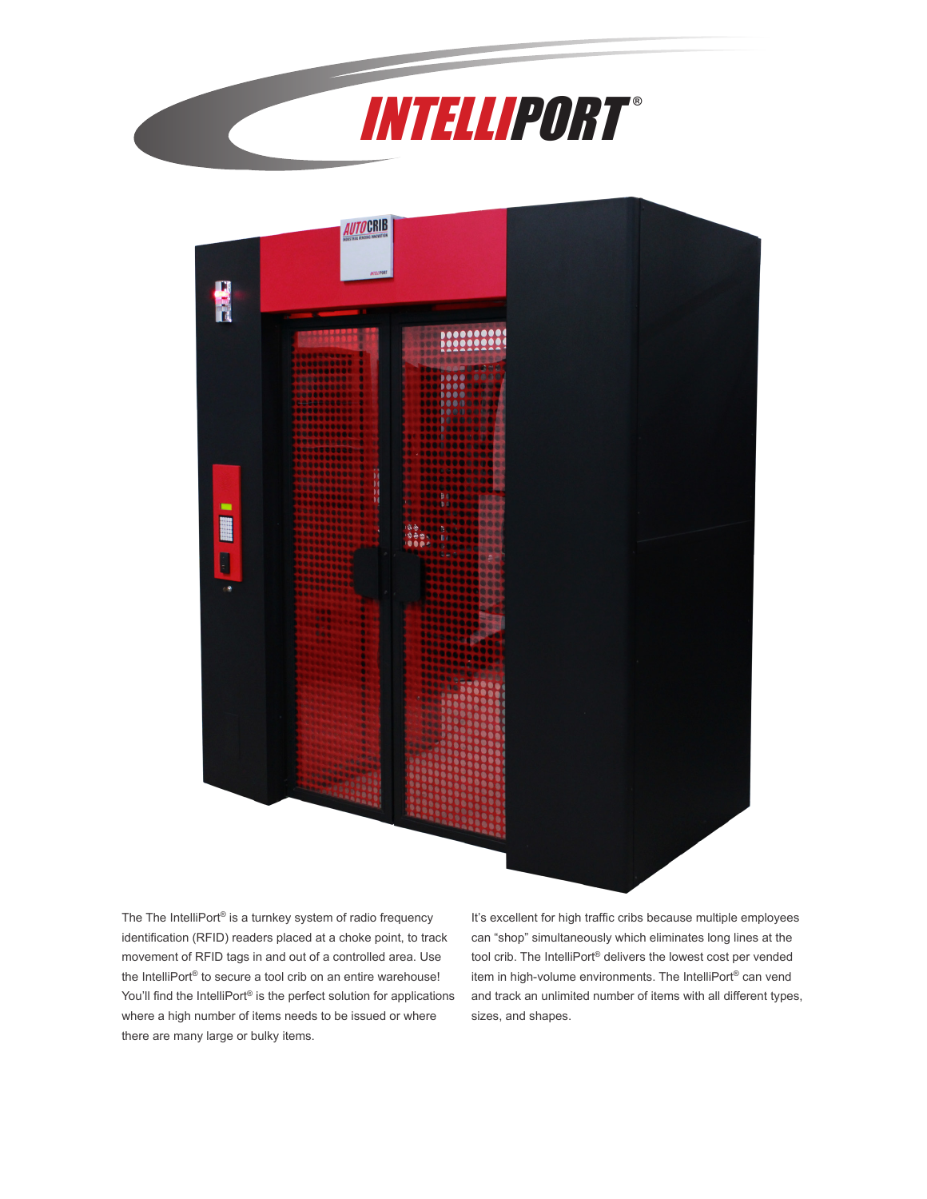# INTELLIPORT®

The The IntelliPort® is a turnkey system of radio frequency identification (RFID) readers placed at a choke point, to track movement of RFID tags in and out of a controlled area. Use the IntelliPort® to secure a tool crib on an entire warehouse! You'll find the IntelliPort® is the perfect solution for applications where a high number of items needs to be issued or where there are many large or bulky items.

It's excellent for high traffic cribs because multiple employees can "shop" simultaneously which eliminates long lines at the tool crib. The IntelliPort® delivers the lowest cost per vended item in high-volume environments. The IntelliPort® can vend and track an unlimited number of items with all different types, sizes, and shapes.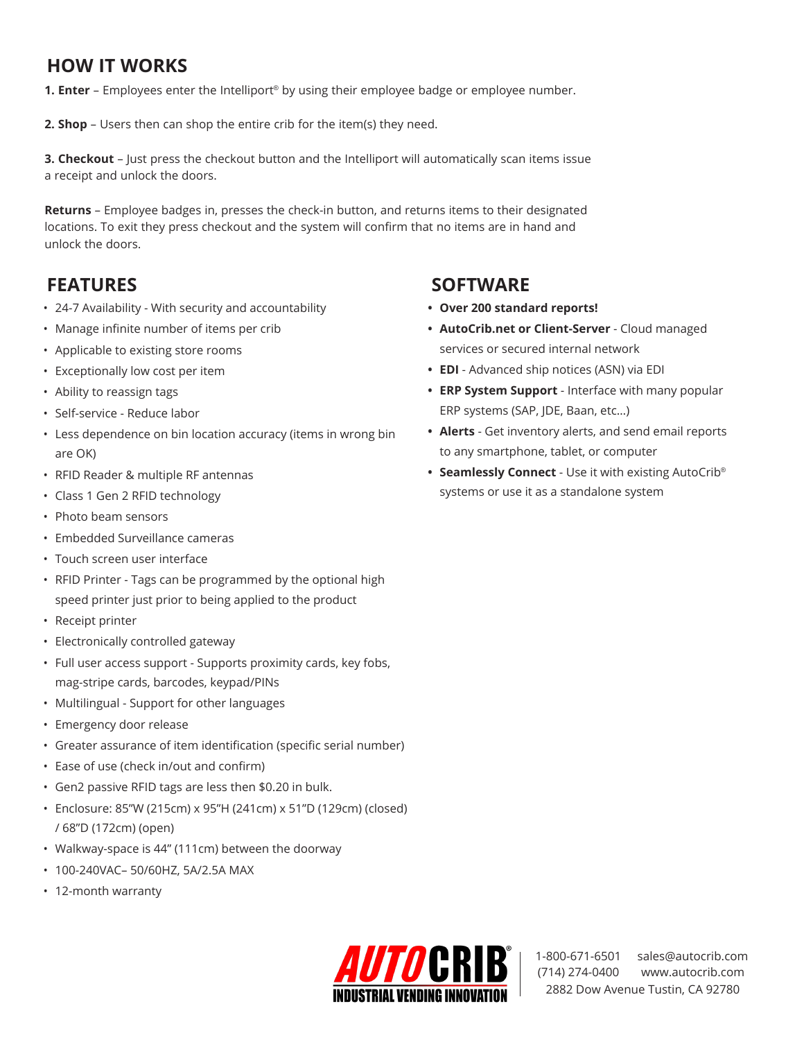## HOW IT WORKS

**1. Enter** – Employees enter the Intelliport® by using their employee badge or employee number.

**2. Shop** – Users then can shop the entire crib for the item(s) they need.

**3. Checkout** – Just press the checkout button and the Intelliport will automatically scan items issue a receipt and unlock the doors.

**Returns** – Employee badges in, presses the check-in button, and returns items to their designated locations. To exit they press checkout and the system will confirm that no items are in hand and unlock the doors.

## FEATURES

- 24-7 Availability - With security and accountability
- Manage infinite number of items per crib
- Applicable to existing store rooms
- Exceptionally low cost per item
- Ability to reassign tags
- Self-service - Reduce labor
- Less dependence on bin location accuracy (items in wrong bin are OK)
- RFID Reader & multiple RF antennas
- Class 1 Gen 2 RFID technology
- Photo beam sensors
- Embedded Surveillance cameras
- Touch screen user interface
- RFID Printer - Tags can be programmed by the optional high speed printer just prior to being applied to the product
- Receipt printer
- Electronically controlled gateway
- Full user access support - Supports proximity cards, key fobs, mag-stripe cards, barcodes, keypad/PINs
- Multilingual - Support for other languages
- Emergency door release
- Greater assurance of item identification (specific serial number)
- Ease of use (check in/out and confirm)
- Gen2 passive RFID tags are less then $0.20 in bulk.
- Enclosure: 85"W (215cm) x 95"H (241cm) x 51"D (129cm) (closed) / 68"D (172cm) (open)
- Walkway-space is 44" (111cm) between the doorway
- 100-240VAC– 50/60HZ, 5A/2.5A MAX
- 12-month warranty

## SOFTWARE

- **Over 200 standard reports!**
- **AutoCrib.net or Client-Server** - Cloud managed services or secured internal network
- **EDI** - Advanced ship notices (ASN) via EDI
- **ERP System Support** - Interface with many popular ERP systems (SAP, JDE, Baan, etc...)
- **Alerts** - Get inventory alerts, and send email reports to any smartphone, tablet, or computer
- **Seamlessly Connect** - Use it with existing AutoCrib® systems or use it as a standalone system

AUTOCRIB® INDUSTRIAL VENDING INNOVATION

1-800-671-6501 sales@autocrib.com
(714) 274-0400 www.autocrib.com
2882 Dow Avenue Tustin, CA 92780